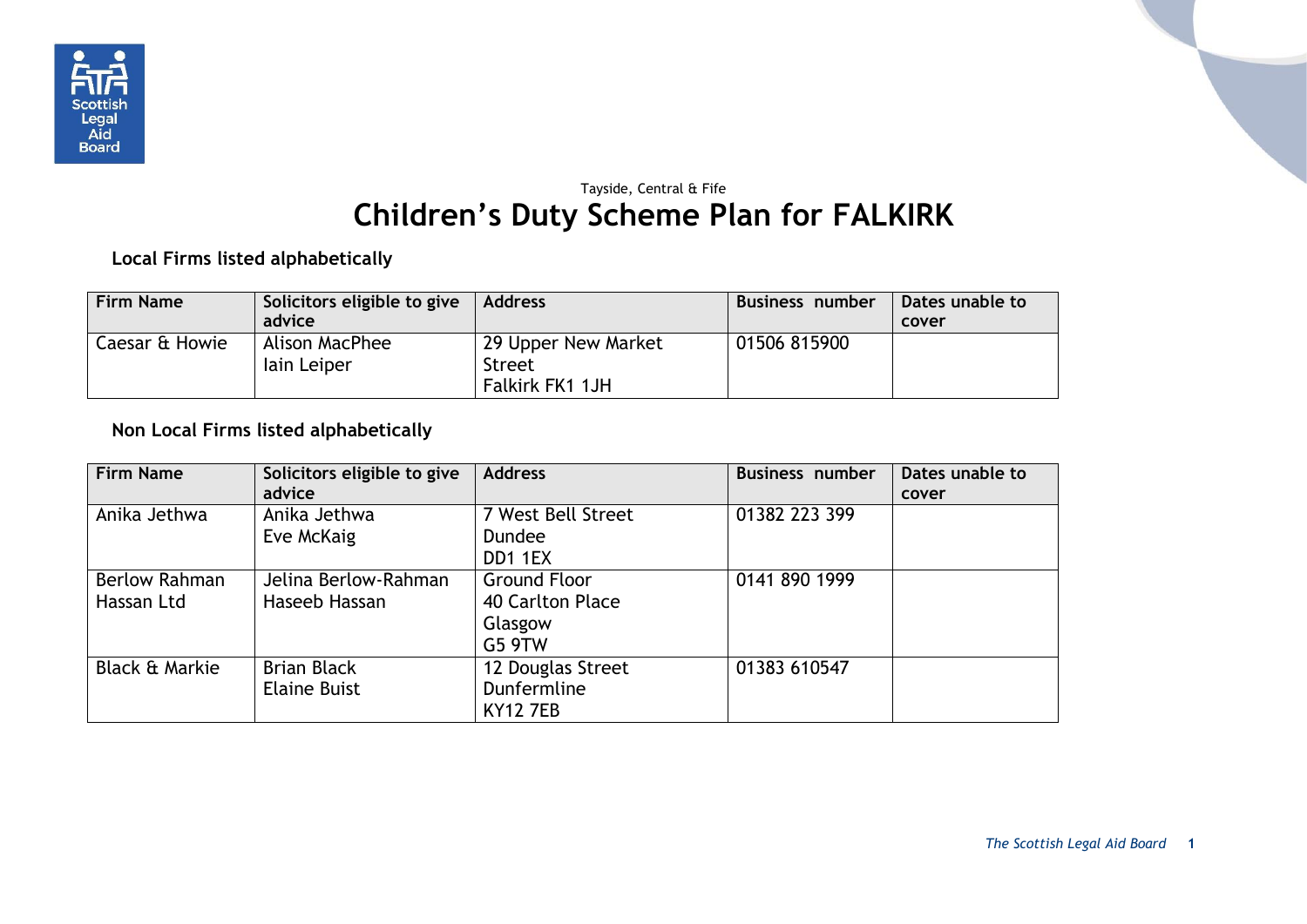Tayside, Central & Fife

# Children's Duty Scheme Plan for FALKIRK

**Local Firms listed alphabetically**

| Firm Name | Solicitors eligible to give advice | Address | Business number | Dates unable to cover |
|---|---|---|---|---|
| Caesar & Howie | Alison MacPhee<br>Iain Leiper | 29 Upper New Market Street<br>Falkirk FK1 1JH | 01506 815900 | |

**Non Local Firms listed alphabetically**

| Firm Name | Solicitors eligible to give advice | Address | Business number | Dates unable to cover |
|---|---|---|---|---|
| Anika Jethwa | Anika Jethwa<br>Eve McKaig | 7 West Bell Street<br>Dundee<br>DD1 1EX | 01382 223 399 | |
| Berlow Rahman Hassan Ltd | Jelina Berlow-Rahman<br>Haseeb Hassan | Ground Floor<br>40 Carlton Place<br>Glasgow<br>G5 9TW | 0141 890 1999 | |
| Black & Markie | Brian Black<br>Elaine Buist | 12 Douglas Street<br>Dunfermline<br>KY12 7EB | 01383 610547 | |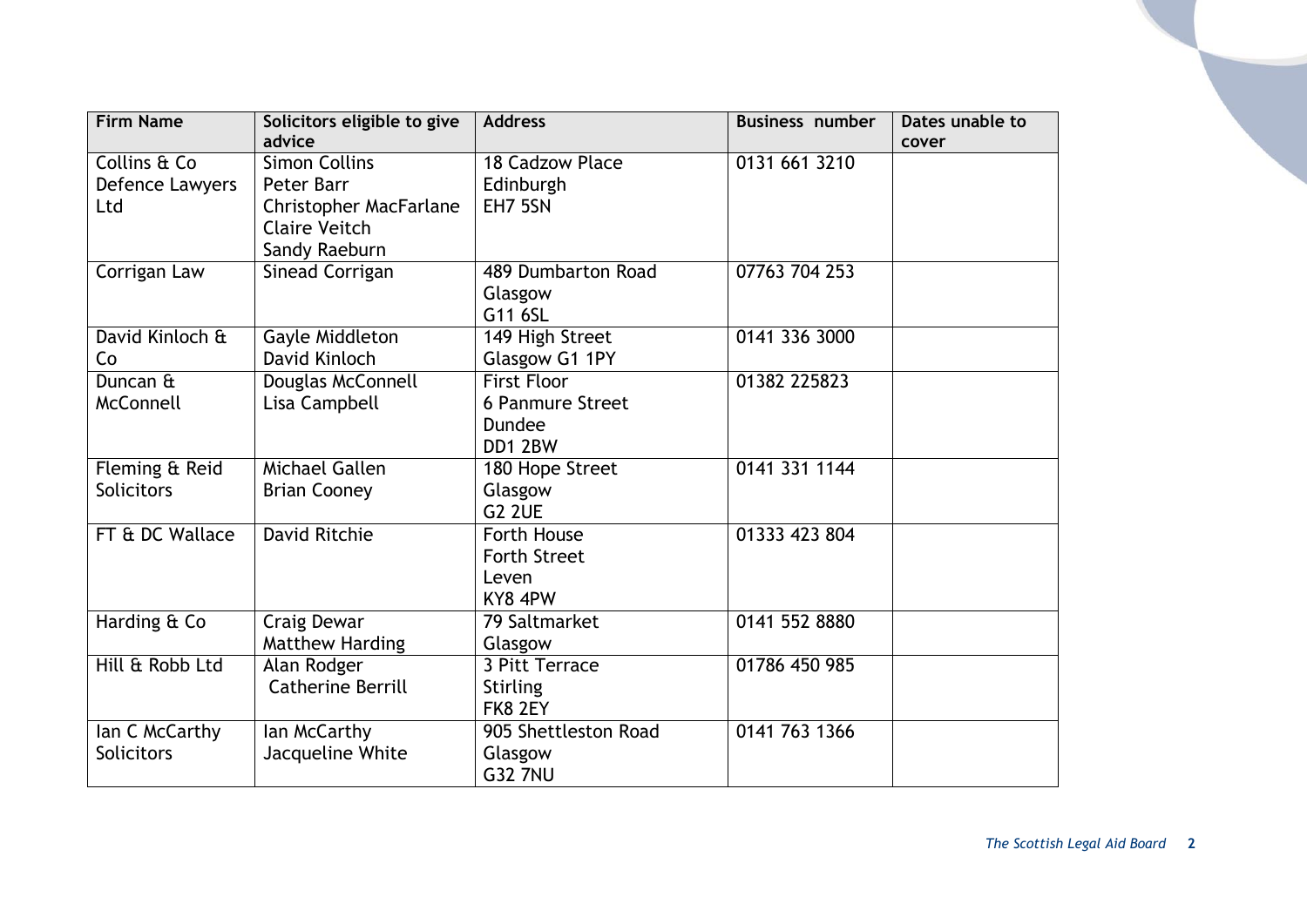| Firm Name | Solicitors eligible to give advice | Address | Business number | Dates unable to cover |
|---|---|---|---|---|
| Collins & Co Defence Lawyers Ltd | Simon Collins<br>Peter Barr<br>Christopher MacFarlane<br>Claire Veitch<br>Sandy Raeburn | 18 Cadzow Place<br>Edinburgh<br>EH7 5SN | 0131 661 3210 | |
| Corrigan Law | Sinead Corrigan | 489 Dumbarton Road<br>Glasgow<br>G11 6SL | 07763 704 253 | |
| David Kinloch & Co | Gayle Middleton<br>David Kinloch | 149 High Street<br>Glasgow G1 1PY | 0141 336 3000 | |
| Duncan & McConnell | Douglas McConnell<br>Lisa Campbell | First Floor<br>6 Panmure Street<br>Dundee<br>DD1 2BW | 01382 225823 | |
| Fleming & Reid Solicitors | Michael Gallen<br>Brian Cooney | 180 Hope Street<br>Glasgow<br>G2 2UE | 0141 331 1144 | |
| FT & DC Wallace | David Ritchie | Forth House<br>Forth Street<br>Leven<br>KY8 4PW | 01333 423 804 | |
| Harding & Co | Craig Dewar<br>Matthew Harding | 79 Saltmarket<br>Glasgow | 0141 552 8880 | |
| Hill & Robb Ltd | Alan Rodger<br>Catherine Berrill | 3 Pitt Terrace<br>Stirling<br>FK8 2EY | 01786 450 985 | |
| Ian C McCarthy Solicitors | Ian McCarthy<br>Jacqueline White | 905 Shettleston Road<br>Glasgow<br>G32 7NU | 0141 763 1366 | |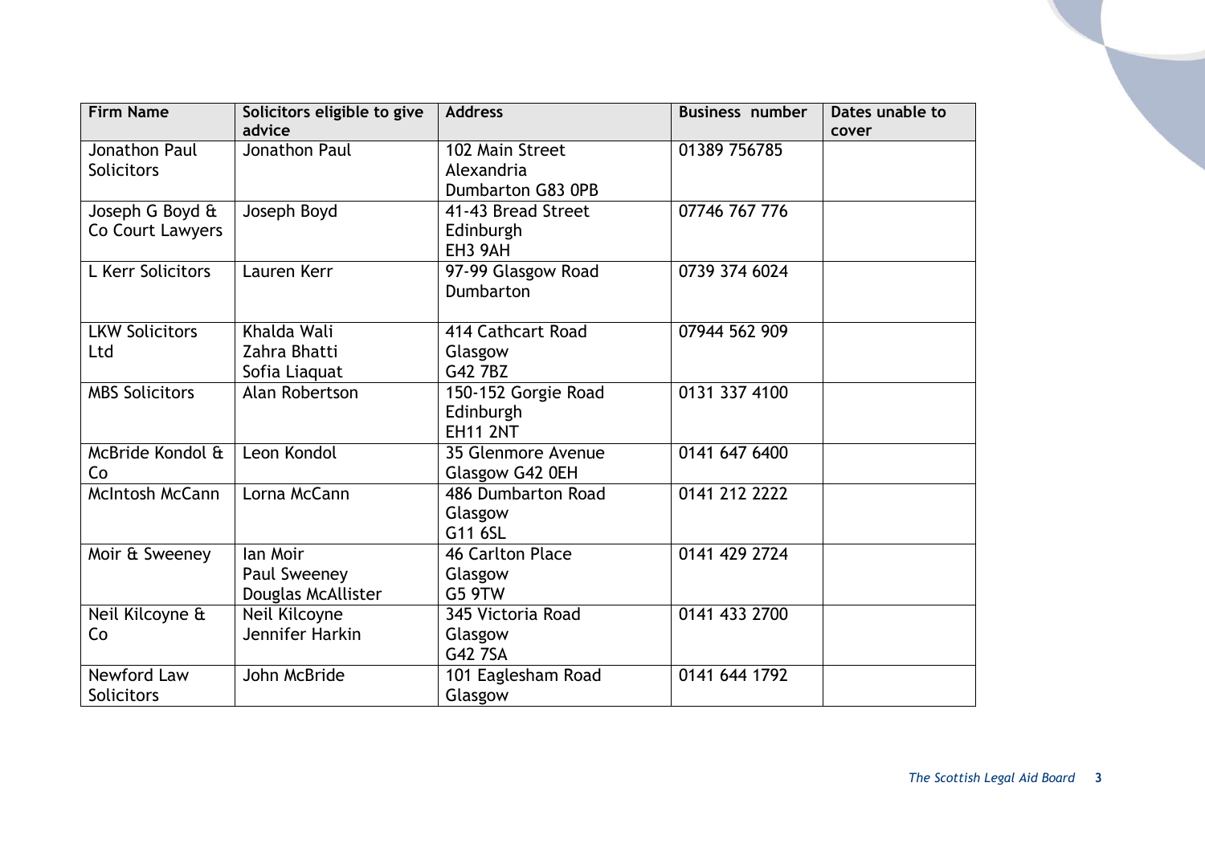| Firm Name | Solicitors eligible to give advice | Address | Business number | Dates unable to cover |
|---|---|---|---|---|
| Jonathon Paul Solicitors | Jonathon Paul | 102 Main Street<br>Alexandria<br>Dumbarton G83 0PB | 01389 756785 | |
| Joseph G Boyd & Co Court Lawyers | Joseph Boyd | 41-43 Bread Street<br>Edinburgh<br>EH3 9AH | 07746 767 776 | |
| L Kerr Solicitors | Lauren Kerr | 97-99 Glasgow Road<br>Dumbarton | 0739 374 6024 | |
| LKW Solicitors Ltd | Khalda Wali<br>Zahra Bhatti<br>Sofia Liaquat | 414 Cathcart Road<br>Glasgow<br>G42 7BZ | 07944 562 909 | |
| MBS Solicitors | Alan Robertson | 150-152 Gorgie Road<br>Edinburgh<br>EH11 2NT | 0131 337 4100 | |
| McBride Kondol & Co | Leon Kondol | 35 Glenmore Avenue<br>Glasgow G42 0EH | 0141 647 6400 | |
| McIntosh McCann | Lorna McCann | 486 Dumbarton Road<br>Glasgow<br>G11 6SL | 0141 212 2222 | |
| Moir & Sweeney | Ian Moir<br>Paul Sweeney<br>Douglas McAllister | 46 Carlton Place<br>Glasgow<br>G5 9TW | 0141 429 2724 | |
| Neil Kilcoyne & Co | Neil Kilcoyne<br>Jennifer Harkin | 345 Victoria Road<br>Glasgow<br>G42 7SA | 0141 433 2700 | |
| Newford Law Solicitors | John McBride | 101 Eaglesham Road<br>Glasgow | 0141 644 1792 | |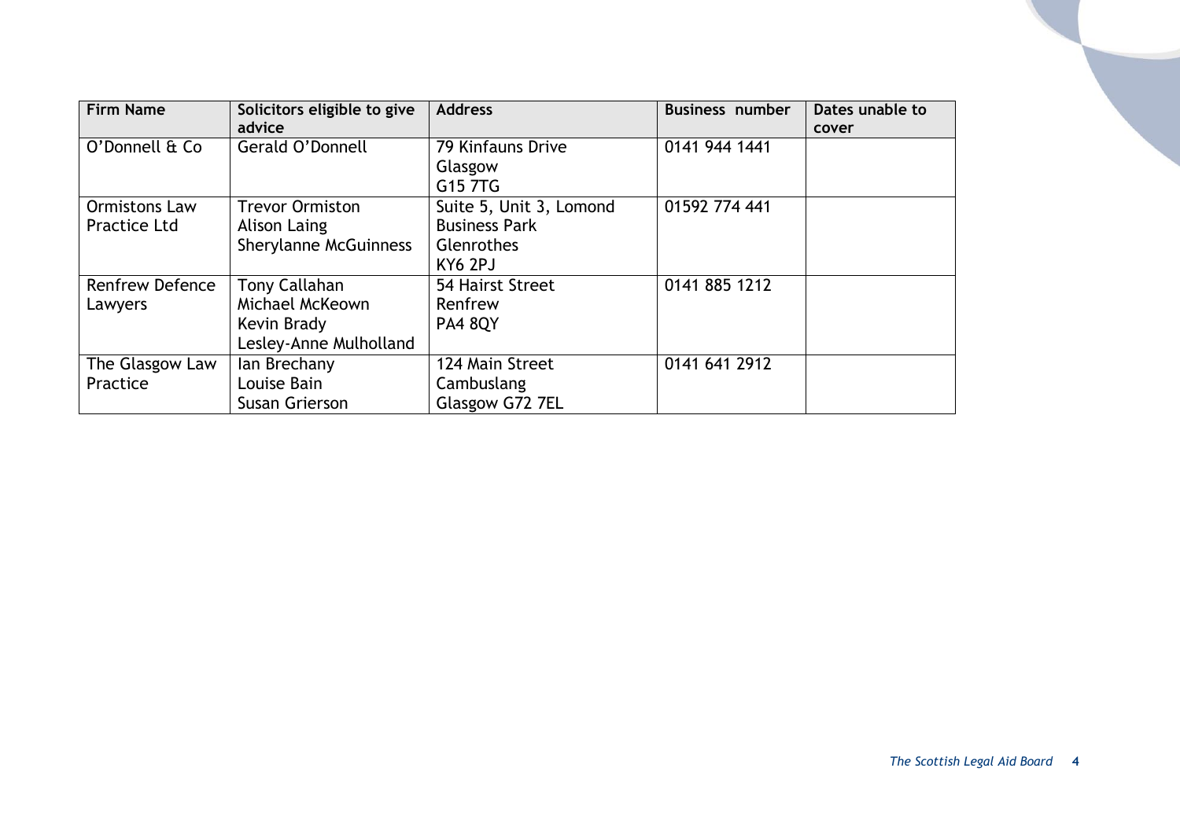| Firm Name | Solicitors eligible to give advice | Address | Business number | Dates unable to cover |
| --- | --- | --- | --- | --- |
| O'Donnell & Co | Gerald O'Donnell | 79 Kinfauns Drive<br>Glasgow<br>G15 7TG | 0141 944 1441 | |
| Ormistons Law Practice Ltd | Trevor Ormiston<br>Alison Laing<br>Sherylanne McGuinness | Suite 5, Unit 3, Lomond Business Park<br>Glenrothes<br>KY6 2PJ | 01592 774 441 | |
| Renfrew Defence Lawyers | Tony Callahan<br>Michael McKeown<br>Kevin Brady<br>Lesley-Anne Mulholland | 54 Hairst Street<br>Renfrew<br>PA4 8QY | 0141 885 1212 | |
| The Glasgow Law Practice | Ian Brechany<br>Louise Bain<br>Susan Grierson | 124 Main Street<br>Cambuslang<br>Glasgow G72 7EL | 0141 641 2912 | |